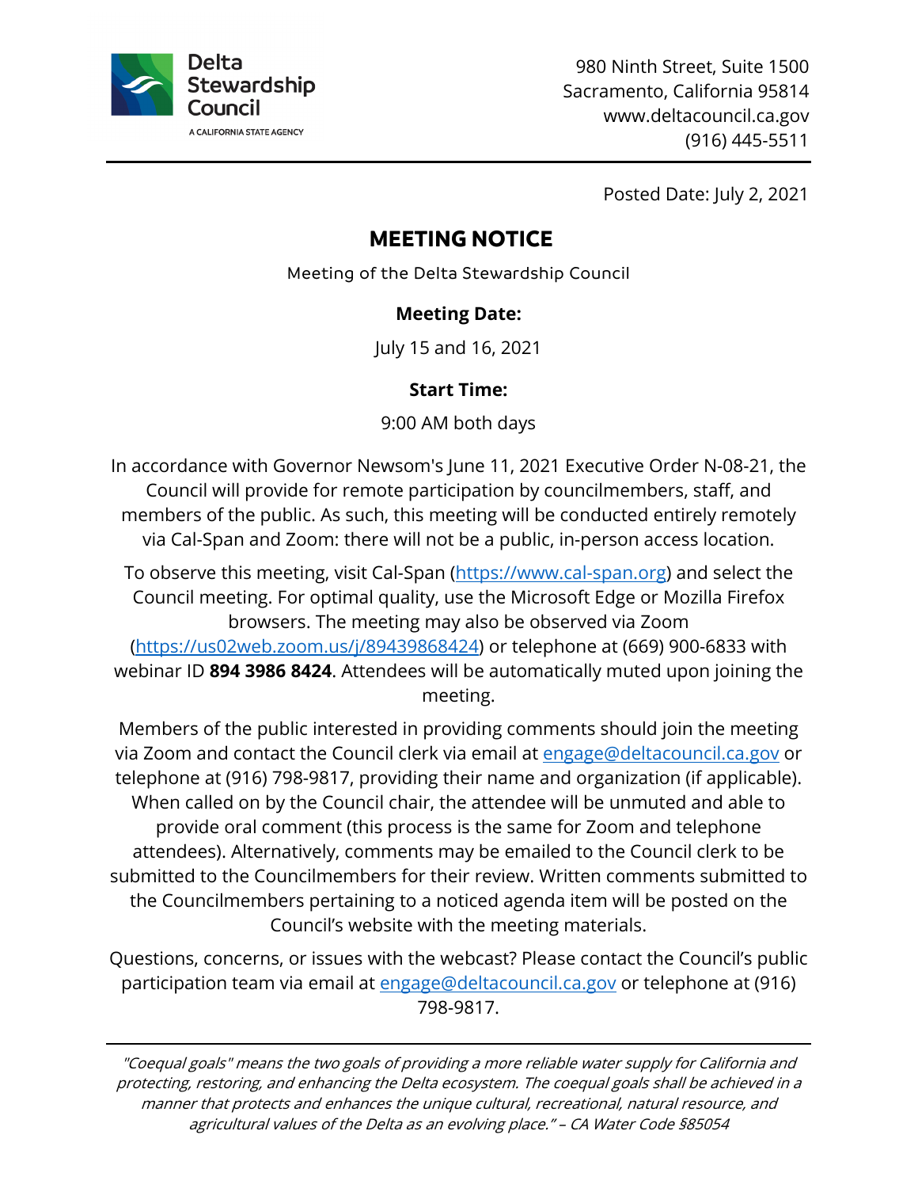Delta Stewardship Council
A CALIFORNIA STATE AGENCY

980 Ninth Street, Suite 1500
Sacramento, California 95814
www.deltacouncil.ca.gov
(916) 445-5511

Posted Date: July 2, 2021

# MEETING NOTICE

Meeting of the Delta Stewardship Council

**Meeting Date:**

July 15 and 16, 2021

**Start Time:**

9:00 AM both days

In accordance with Governor Newsom's June 11, 2021 Executive Order N-08-21, the Council will provide for remote participation by councilmembers, staff, and members of the public. As such, this meeting will be conducted entirely remotely via Cal-Span and Zoom: there will not be a public, in-person access location.

To observe this meeting, visit Cal-Span (https://www.cal-span.org) and select the Council meeting. For optimal quality, use the Microsoft Edge or Mozilla Firefox browsers. The meeting may also be observed via Zoom (https://us02web.zoom.us/j/89439868424) or telephone at (669) 900-6833 with webinar ID **894 3986 8424**. Attendees will be automatically muted upon joining the meeting.

Members of the public interested in providing comments should join the meeting via Zoom and contact the Council clerk via email at engage@deltacouncil.ca.gov or telephone at (916) 798-9817, providing their name and organization (if applicable). When called on by the Council chair, the attendee will be unmuted and able to provide oral comment (this process is the same for Zoom and telephone attendees). Alternatively, comments may be emailed to the Council clerk to be submitted to the Councilmembers for their review. Written comments submitted to the Councilmembers pertaining to a noticed agenda item will be posted on the Council's website with the meeting materials.

Questions, concerns, or issues with the webcast? Please contact the Council's public participation team via email at engage@deltacouncil.ca.gov or telephone at (916) 798-9817.

*"Coequal goals" means the two goals of providing a more reliable water supply for California and protecting, restoring, and enhancing the Delta ecosystem. The coequal goals shall be achieved in a manner that protects and enhances the unique cultural, recreational, natural resource, and agricultural values of the Delta as an evolving place." – CA Water Code §85054*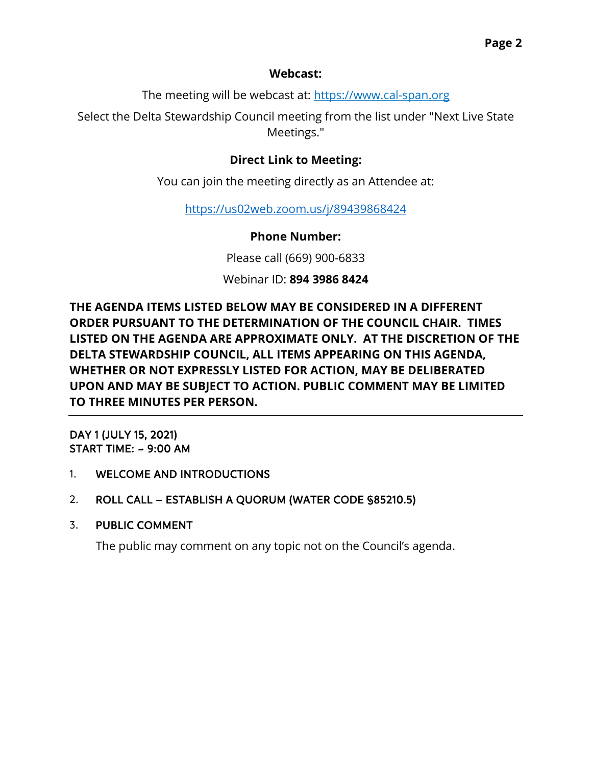**Webcast:**

The meeting will be webcast at: [https://www.cal-span.org](https://www.cal-span.org)

Select the Delta Stewardship Council meeting from the list under "Next Live State Meetings."

**Direct Link to Meeting:**

You can join the meeting directly as an Attendee at:

[https://us02web.zoom.us/j/89439868424](https://us02web.zoom.us/j/89439868424)

**Phone Number:**

Please call (669) 900-6833

Webinar ID: **894 3986 8424**

**THE AGENDA ITEMS LISTED BELOW MAY BE CONSIDERED IN A DIFFERENT ORDER PURSUANT TO THE DETERMINATION OF THE COUNCIL CHAIR. TIMES LISTED ON THE AGENDA ARE APPROXIMATE ONLY. AT THE DISCRETION OF THE DELTA STEWARDSHIP COUNCIL, ALL ITEMS APPEARING ON THIS AGENDA, WHETHER OR NOT EXPRESSLY LISTED FOR ACTION, MAY BE DELIBERATED UPON AND MAY BE SUBJECT TO ACTION. PUBLIC COMMENT MAY BE LIMITED TO THREE MINUTES PER PERSON.**

---

DAY 1 (JULY 15, 2021)
START TIME: ~ 9:00 AM

1. WELCOME AND INTRODUCTIONS

2. ROLL CALL – ESTABLISH A QUORUM (WATER CODE §85210.5)

3. PUBLIC COMMENT

   The public may comment on any topic not on the Council's agenda.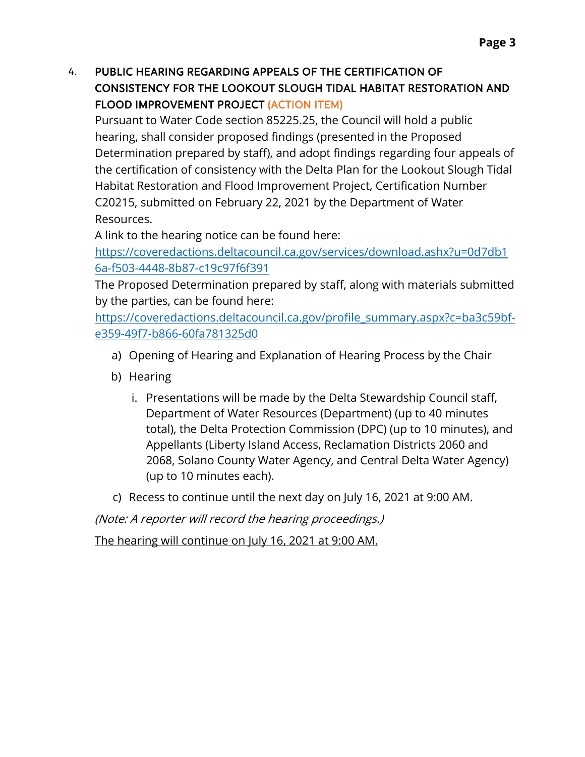4. **PUBLIC HEARING REGARDING APPEALS OF THE CERTIFICATION OF CONSISTENCY FOR THE LOOKOUT SLOUGH TIDAL HABITAT RESTORATION AND FLOOD IMPROVEMENT PROJECT (ACTION ITEM)**

   Pursuant to Water Code section 85225.25, the Council will hold a public hearing, shall consider proposed findings (presented in the Proposed Determination prepared by staff), and adopt findings regarding four appeals of the certification of consistency with the Delta Plan for the Lookout Slough Tidal Habitat Restoration and Flood Improvement Project, Certification Number C20215, submitted on February 22, 2021 by the Department of Water Resources.

   A link to the hearing notice can be found here: [https://coveredactions.deltacouncil.ca.gov/services/download.ashx?u=0d7db16a-f503-4448-8b87-c19c97f6f391](https://coveredactions.deltacouncil.ca.gov/services/download.ashx?u=0d7db16a-f503-4448-8b87-c19c97f6f391)

   The Proposed Determination prepared by staff, along with materials submitted by the parties, can be found here: [https://coveredactions.deltacouncil.ca.gov/profile_summary.aspx?c=ba3c59bf-e359-49f7-b866-60fa781325d0](https://coveredactions.deltacouncil.ca.gov/profile_summary.aspx?c=ba3c59bf-e359-49f7-b866-60fa781325d0)

   a) Opening of Hearing and Explanation of Hearing Process by the Chair

   b) Hearing

      i. Presentations will be made by the Delta Stewardship Council staff, Department of Water Resources (Department) (up to 40 minutes total), the Delta Protection Commission (DPC) (up to 10 minutes), and Appellants (Liberty Island Access, Reclamation Districts 2060 and 2068, Solano County Water Agency, and Central Delta Water Agency) (up to 10 minutes each).

   c) Recess to continue until the next day on July 16, 2021 at 9:00 AM.

   *(Note: A reporter will record the hearing proceedings.)*

   The hearing will continue on July 16, 2021 at 9:00 AM.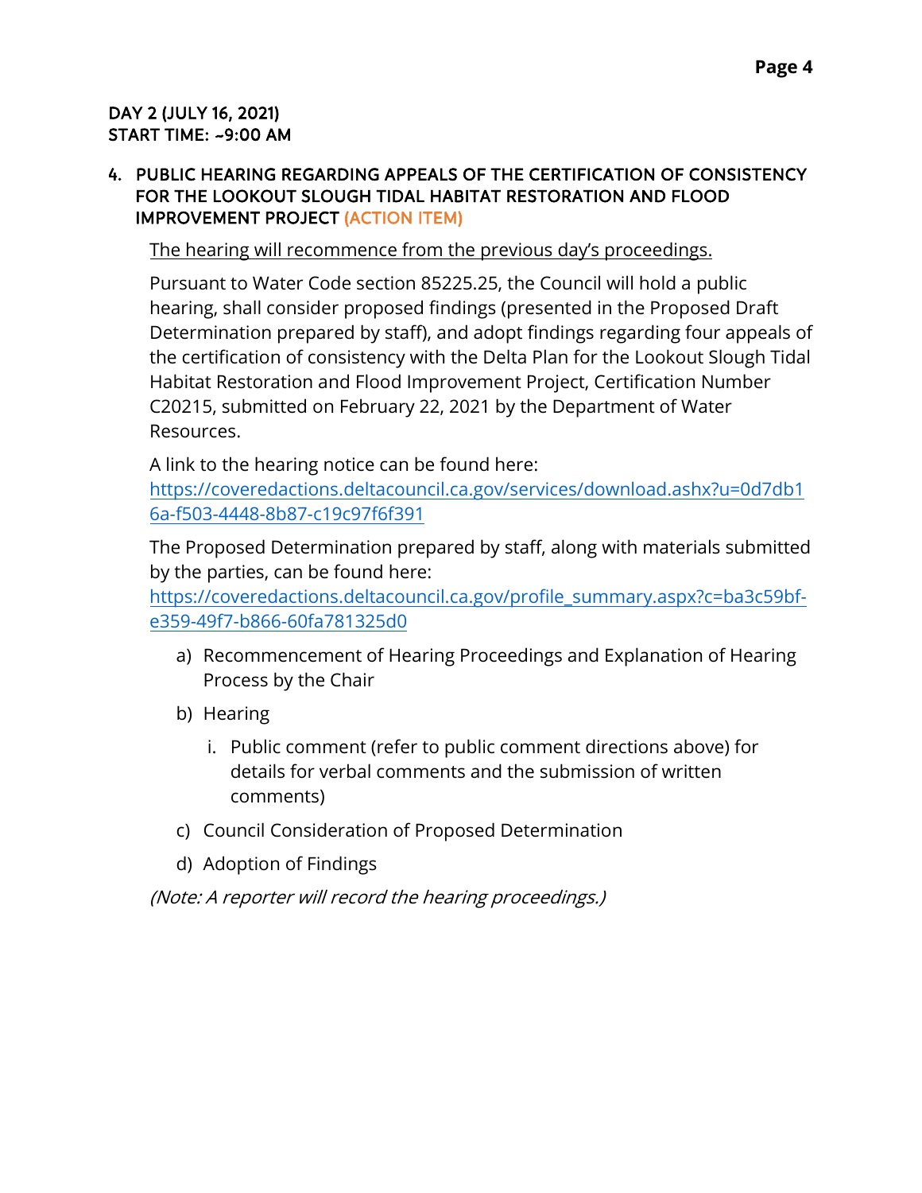**DAY 2 (JULY 16, 2021)**
**START TIME: ~9:00 AM**

## 4. PUBLIC HEARING REGARDING APPEALS OF THE CERTIFICATION OF CONSISTENCY FOR THE LOOKOUT SLOUGH TIDAL HABITAT RESTORATION AND FLOOD IMPROVEMENT PROJECT (ACTION ITEM)

<u>The hearing will recommence from the previous day's proceedings.</u>

Pursuant to Water Code section 85225.25, the Council will hold a public hearing, shall consider proposed findings (presented in the Proposed Draft Determination prepared by staff), and adopt findings regarding four appeals of the certification of consistency with the Delta Plan for the Lookout Slough Tidal Habitat Restoration and Flood Improvement Project, Certification Number C20215, submitted on February 22, 2021 by the Department of Water Resources.

A link to the hearing notice can be found here: https://coveredactions.deltacouncil.ca.gov/services/download.ashx?u=0d7db16a-f503-4448-8b87-c19c97f6f391

The Proposed Determination prepared by staff, along with materials submitted by the parties, can be found here: https://coveredactions.deltacouncil.ca.gov/profile_summary.aspx?c=ba3c59bf-e359-49f7-b866-60fa781325d0

a) Recommencement of Hearing Proceedings and Explanation of Hearing Process by the Chair

b) Hearing

   i. Public comment (refer to public comment directions above) for details for verbal comments and the submission of written comments)

c) Council Consideration of Proposed Determination

d) Adoption of Findings

*(Note: A reporter will record the hearing proceedings.)*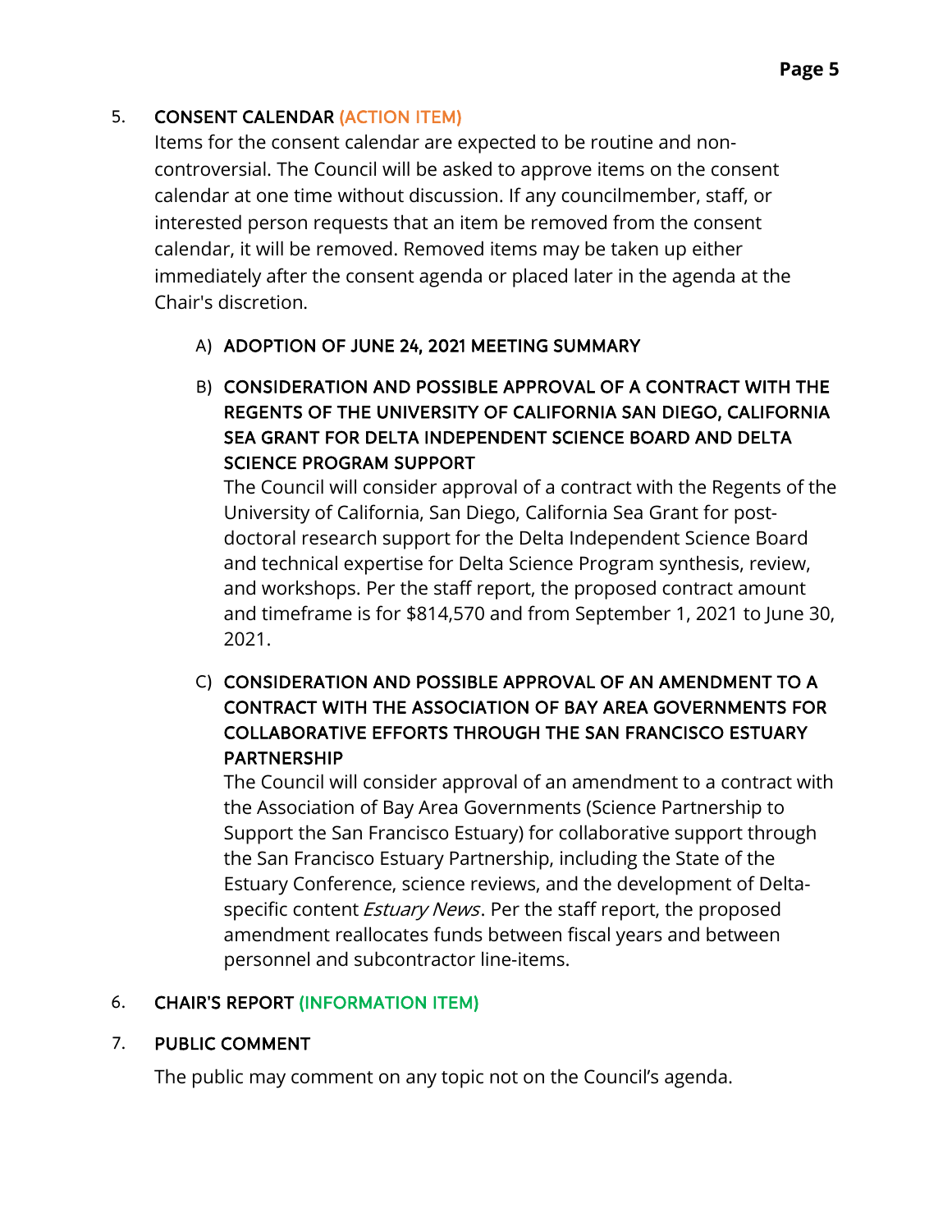5. **CONSENT CALENDAR (ACTION ITEM)**

   Items for the consent calendar are expected to be routine and non-controversial. The Council will be asked to approve items on the consent calendar at one time without discussion. If any councilmember, staff, or interested person requests that an item be removed from the consent calendar, it will be removed. Removed items may be taken up either immediately after the consent agenda or placed later in the agenda at the Chair's discretion.

   A) **ADOPTION OF JUNE 24, 2021 MEETING SUMMARY**

   B) **CONSIDERATION AND POSSIBLE APPROVAL OF A CONTRACT WITH THE REGENTS OF THE UNIVERSITY OF CALIFORNIA SAN DIEGO, CALIFORNIA SEA GRANT FOR DELTA INDEPENDENT SCIENCE BOARD AND DELTA SCIENCE PROGRAM SUPPORT**

      The Council will consider approval of a contract with the Regents of the University of California, San Diego, California Sea Grant for post-doctoral research support for the Delta Independent Science Board and technical expertise for Delta Science Program synthesis, review, and workshops. Per the staff report, the proposed contract amount and timeframe is for $814,570 and from September 1, 2021 to June 30, 2021.

   C) **CONSIDERATION AND POSSIBLE APPROVAL OF AN AMENDMENT TO A CONTRACT WITH THE ASSOCIATION OF BAY AREA GOVERNMENTS FOR COLLABORATIVE EFFORTS THROUGH THE SAN FRANCISCO ESTUARY PARTNERSHIP**

      The Council will consider approval of an amendment to a contract with the Association of Bay Area Governments (Science Partnership to Support the San Francisco Estuary) for collaborative support through the San Francisco Estuary Partnership, including the State of the Estuary Conference, science reviews, and the development of Delta-specific content *Estuary News*. Per the staff report, the proposed amendment reallocates funds between fiscal years and between personnel and subcontractor line-items.

6. **CHAIR'S REPORT (INFORMATION ITEM)**

7. **PUBLIC COMMENT**

   The public may comment on any topic not on the Council's agenda.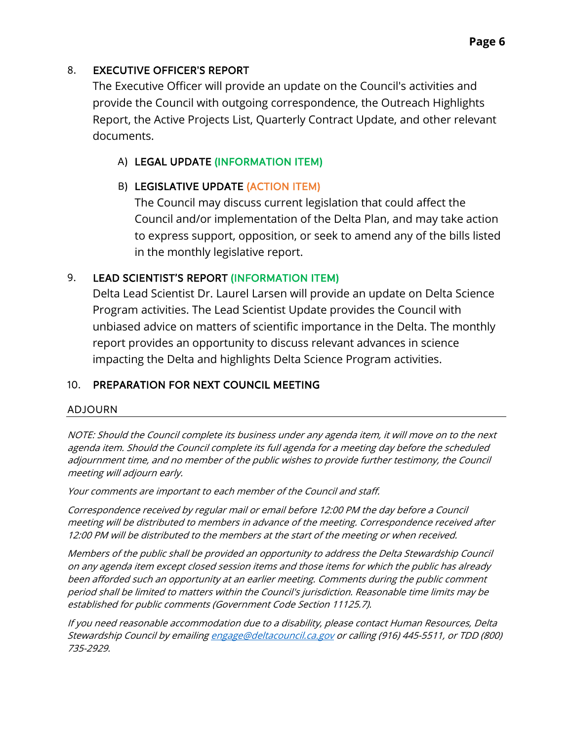8. **EXECUTIVE OFFICER'S REPORT**

   The Executive Officer will provide an update on the Council's activities and provide the Council with outgoing correspondence, the Outreach Highlights Report, the Active Projects List, Quarterly Contract Update, and other relevant documents.

   A) **LEGAL UPDATE (INFORMATION ITEM)**

   B) **LEGISLATIVE UPDATE (ACTION ITEM)**

      The Council may discuss current legislation that could affect the Council and/or implementation of the Delta Plan, and may take action to express support, opposition, or seek to amend any of the bills listed in the monthly legislative report.

9. **LEAD SCIENTIST'S REPORT (INFORMATION ITEM)**

   Delta Lead Scientist Dr. Laurel Larsen will provide an update on Delta Science Program activities. The Lead Scientist Update provides the Council with unbiased advice on matters of scientific importance in the Delta. The monthly report provides an opportunity to discuss relevant advances in science impacting the Delta and highlights Delta Science Program activities.

10. **PREPARATION FOR NEXT COUNCIL MEETING**

ADJOURN

---

*NOTE: Should the Council complete its business under any agenda item, it will move on to the next agenda item. Should the Council complete its full agenda for a meeting day before the scheduled adjournment time, and no member of the public wishes to provide further testimony, the Council meeting will adjourn early.*

*Your comments are important to each member of the Council and staff.*

*Correspondence received by regular mail or email before 12:00 PM the day before a Council meeting will be distributed to members in advance of the meeting. Correspondence received after 12:00 PM will be distributed to the members at the start of the meeting or when received.*

*Members of the public shall be provided an opportunity to address the Delta Stewardship Council on any agenda item except closed session items and those items for which the public has already been afforded such an opportunity at an earlier meeting. Comments during the public comment period shall be limited to matters within the Council's jurisdiction. Reasonable time limits may be established for public comments (Government Code Section 11125.7).*

*If you need reasonable accommodation due to a disability, please contact Human Resources, Delta Stewardship Council by emailing [engage@deltacouncil.ca.gov](mailto:engage@deltacouncil.ca.gov) or calling (916) 445-5511, or TDD (800) 735-2929.*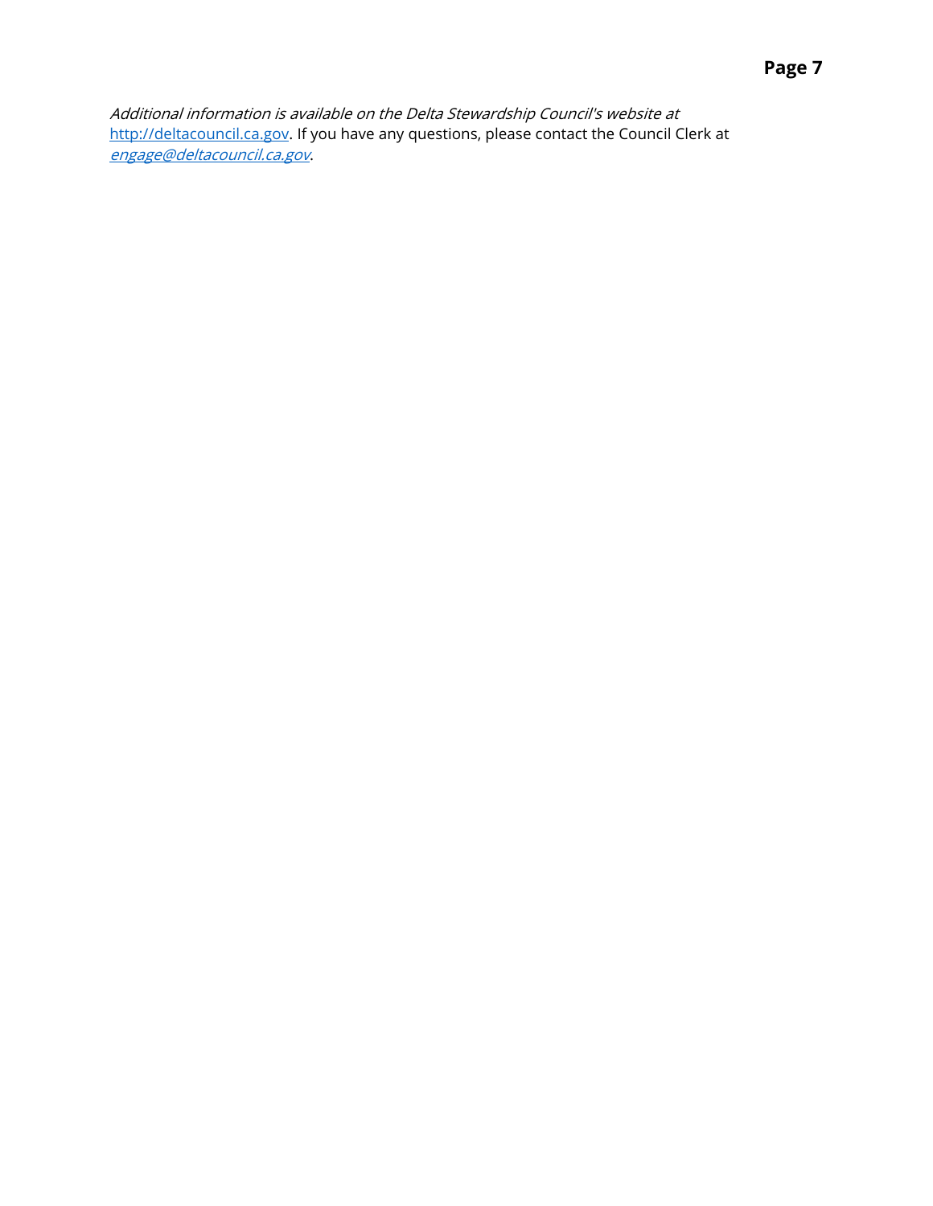*Additional information is available on the Delta Stewardship Council's website at* http://deltacouncil.ca.gov. If you have any questions, please contact the Council Clerk at *engage@deltacouncil.ca.gov*.